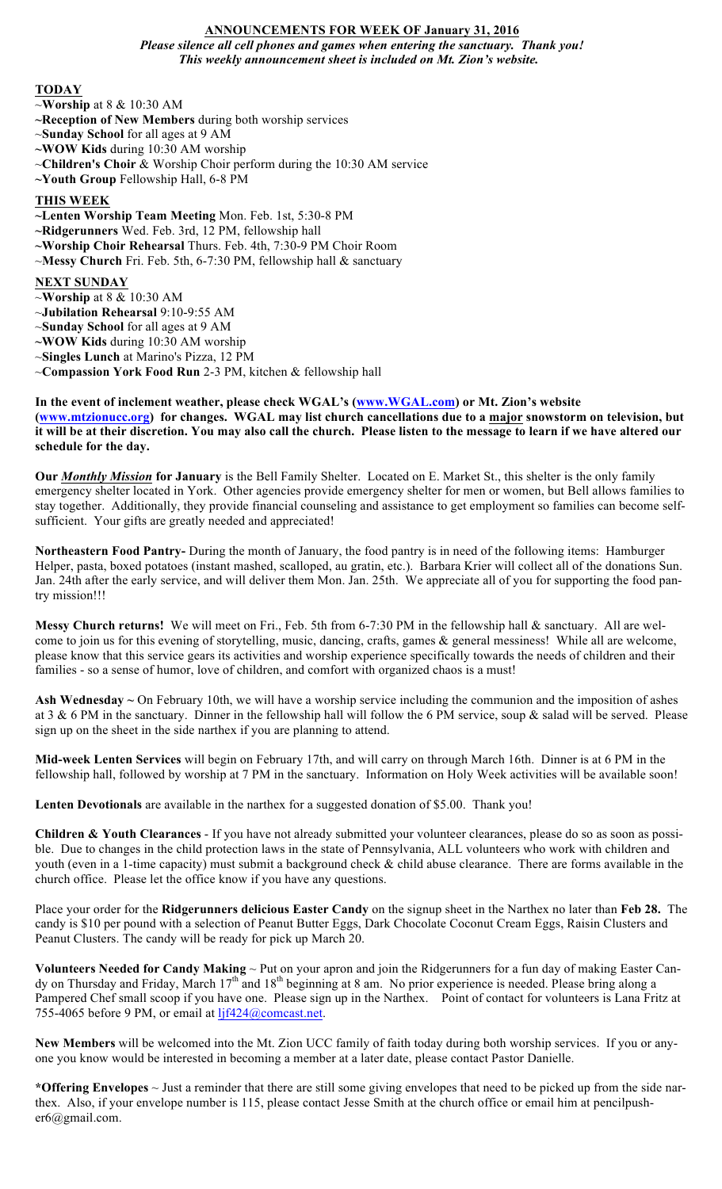## ANNOUNCEMENTS FOR WEEK OF January 31, 2016

***Please silence all cell phones and games when entering the sanctuary. Thank you!***
***This weekly announcement sheet is included on Mt. Zion's website.***

### TODAY

~**Worship** at 8 & 10:30 AM
~**Reception of New Members** during both worship services
~**Sunday School** for all ages at 9 AM
~**WOW Kids** during 10:30 AM worship
~**Children's Choir** & Worship Choir perform during the 10:30 AM service
~**Youth Group** Fellowship Hall, 6-8 PM

### THIS WEEK

~**Lenten Worship Team Meeting** Mon. Feb. 1st, 5:30-8 PM
~**Ridgerunners** Wed. Feb. 3rd, 12 PM, fellowship hall
~**Worship Choir Rehearsal** Thurs. Feb. 4th, 7:30-9 PM Choir Room
~**Messy Church** Fri. Feb. 5th, 6-7:30 PM, fellowship hall & sanctuary

### NEXT SUNDAY

~**Worship** at 8 & 10:30 AM
~**Jubilation Rehearsal** 9:10-9:55 AM
~**Sunday School** for all ages at 9 AM
~**WOW Kids** during 10:30 AM worship
~**Singles Lunch** at Marino's Pizza, 12 PM
~**Compassion York Food Run** 2-3 PM, kitchen & fellowship hall

**In the event of inclement weather, please check WGAL's (www.WGAL.com) or Mt. Zion's website (www.mtzionucc.org) for changes. WGAL may list church cancellations due to a major snowstorm on television, but it will be at their discretion. You may also call the church. Please listen to the message to learn if we have altered our schedule for the day.**

**Our *Monthly Mission* for January** is the Bell Family Shelter. Located on E. Market St., this shelter is the only family emergency shelter located in York. Other agencies provide emergency shelter for men or women, but Bell allows families to stay together. Additionally, they provide financial counseling and assistance to get employment so families can become self-sufficient. Your gifts are greatly needed and appreciated!

**Northeastern Food Pantry-** During the month of January, the food pantry is in need of the following items: Hamburger Helper, pasta, boxed potatoes (instant mashed, scalloped, au gratin, etc.). Barbara Krier will collect all of the donations Sun. Jan. 24th after the early service, and will deliver them Mon. Jan. 25th. We appreciate all of you for supporting the food pantry mission!!!

**Messy Church returns!** We will meet on Fri., Feb. 5th from 6-7:30 PM in the fellowship hall & sanctuary. All are welcome to join us for this evening of storytelling, music, dancing, crafts, games & general messiness! While all are welcome, please know that this service gears its activities and worship experience specifically towards the needs of children and their families - so a sense of humor, love of children, and comfort with organized chaos is a must!

**Ash Wednesday ~** On February 10th, we will have a worship service including the communion and the imposition of ashes at 3 & 6 PM in the sanctuary. Dinner in the fellowship hall will follow the 6 PM service, soup & salad will be served. Please sign up on the sheet in the side narthex if you are planning to attend.

**Mid-week Lenten Services** will begin on February 17th, and will carry on through March 16th. Dinner is at 6 PM in the fellowship hall, followed by worship at 7 PM in the sanctuary. Information on Holy Week activities will be available soon!

**Lenten Devotionals** are available in the narthex for a suggested donation of $5.00. Thank you!

**Children & Youth Clearances** - If you have not already submitted your volunteer clearances, please do so as soon as possible. Due to changes in the child protection laws in the state of Pennsylvania, ALL volunteers who work with children and youth (even in a 1-time capacity) must submit a background check & child abuse clearance. There are forms available in the church office. Please let the office know if you have any questions.

Place your order for the **Ridgerunners delicious Easter Candy** on the signup sheet in the Narthex no later than **Feb 28.** The candy is $10 per pound with a selection of Peanut Butter Eggs, Dark Chocolate Coconut Cream Eggs, Raisin Clusters and Peanut Clusters. The candy will be ready for pick up March 20.

**Volunteers Needed for Candy Making** ~ Put on your apron and join the Ridgerunners for a fun day of making Easter Candy on Thursday and Friday, March 17th and 18th beginning at 8 am. No prior experience is needed. Please bring along a Pampered Chef small scoop if you have one. Please sign up in the Narthex. Point of contact for volunteers is Lana Fritz at 755-4065 before 9 PM, or email at ljf424@comcast.net.

**New Members** will be welcomed into the Mt. Zion UCC family of faith today during both worship services. If you or anyone you know would be interested in becoming a member at a later date, please contact Pastor Danielle.

***Offering Envelopes** ~ Just a reminder that there are still some giving envelopes that need to be picked up from the side narthex. Also, if your envelope number is 115, please contact Jesse Smith at the church office or email him at pencilpusher6@gmail.com.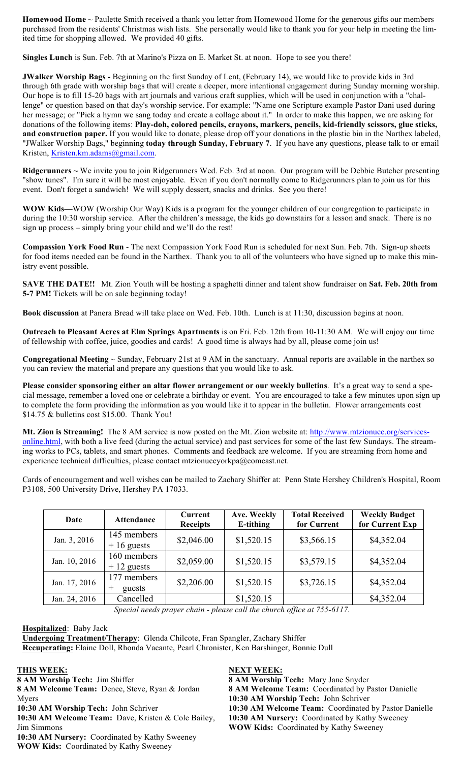**Homewood Home** ~ Paulette Smith received a thank you letter from Homewood Home for the generous gifts our members purchased from the residents' Christmas wish lists. She personally would like to thank you for your help in meeting the limited time for shopping allowed. We provided 40 gifts.

**Singles Lunch** is Sun. Feb. 7th at Marino's Pizza on E. Market St. at noon. Hope to see you there!

**JWalker Worship Bags -** Beginning on the first Sunday of Lent, (February 14), we would like to provide kids in 3rd through 6th grade with worship bags that will create a deeper, more intentional engagement during Sunday morning worship. Our hope is to fill 15-20 bags with art journals and various craft supplies, which will be used in conjunction with a "challenge" or question based on that day's worship service. For example: "Name one Scripture example Pastor Dani used during her message; or "Pick a hymn we sang today and create a collage about it." In order to make this happen, we are asking for donations of the following items: **Play-doh, colored pencils, crayons, markers, pencils, kid-friendly scissors, glue sticks, and construction paper.** If you would like to donate, please drop off your donations in the plastic bin in the Narthex labeled, "JWalker Worship Bags," beginning **today through Sunday, February 7**. If you have any questions, please talk to or email Kristen, Kristen.km.adams@gmail.com.

**Ridgerunners ~** We invite you to join Ridgerunners Wed. Feb. 3rd at noon. Our program will be Debbie Butcher presenting "show tunes". I'm sure it will be most enjoyable. Even if you don't normally come to Ridgerunners plan to join us for this event. Don't forget a sandwich! We will supply dessert, snacks and drinks. See you there!

**WOW Kids—**WOW (Worship Our Way) Kids is a program for the younger children of our congregation to participate in during the 10:30 worship service. After the children's message, the kids go downstairs for a lesson and snack. There is no sign up process – simply bring your child and we'll do the rest!

**Compassion York Food Run** - The next Compassion York Food Run is scheduled for next Sun. Feb. 7th. Sign-up sheets for food items needed can be found in the Narthex. Thank you to all of the volunteers who have signed up to make this ministry event possible.

**SAVE THE DATE!!** Mt. Zion Youth will be hosting a spaghetti dinner and talent show fundraiser on **Sat. Feb. 20th from 5-7 PM!** Tickets will be on sale beginning today!

**Book discussion** at Panera Bread will take place on Wed. Feb. 10th. Lunch is at 11:30, discussion begins at noon.

**Outreach to Pleasant Acres at Elm Springs Apartments** is on Fri. Feb. 12th from 10-11:30 AM. We will enjoy our time of fellowship with coffee, juice, goodies and cards! A good time is always had by all, please come join us!

**Congregational Meeting** ~ Sunday, February 21st at 9 AM in the sanctuary. Annual reports are available in the narthex so you can review the material and prepare any questions that you would like to ask.

**Please consider sponsoring either an altar flower arrangement or our weekly bulletins**. It's a great way to send a special message, remember a loved one or celebrate a birthday or event. You are encouraged to take a few minutes upon sign up to complete the form providing the information as you would like it to appear in the bulletin. Flower arrangements cost $14.75 & bulletins cost $15.00. Thank You!

**Mt. Zion is Streaming!** The 8 AM service is now posted on the Mt. Zion website at: http://www.mtzionucc.org/services-online.html, with both a live feed (during the actual service) and past services for some of the last few Sundays. The streaming works to PCs, tablets, and smart phones. Comments and feedback are welcome. If you are streaming from home and experience technical difficulties, please contact mtzionuccyorkpa@comcast.net.

Cards of encouragement and well wishes can be mailed to Zachary Shiffer at: Penn State Hershey Children's Hospital, Room P3108, 500 University Drive, Hershey PA 17033.

| Date | Attendance | Current Receipts | Ave. Weekly E-tithing | Total Received for Current | Weekly Budget for Current Exp |
|---|---|---|---|---|---|
| Jan. 3, 2016 | 145 members + 16 guests | $2,046.00 | $1,520.15 | $3,566.15 | $4,352.04 |
| Jan. 10, 2016 | 160 members + 12 guests | $2,059.00 | $1,520.15 | $3,579.15 | $4,352.04 |
| Jan. 17, 2016 | 177 members + guests | $2,206.00 | $1,520.15 | $3,726.15 | $4,352.04 |
| Jan. 24, 2016 | Cancelled | | $1,520.15 | | $4,352.04 |

*Special needs prayer chain - please call the church office at 755-6117.*

**Hospitalized**: Baby Jack
**Undergoing Treatment/Therapy**: Glenda Chilcote, Fran Spangler, Zachary Shiffer
**Recuperating:** Elaine Doll, Rhonda Vacante, Pearl Chronister, Ken Barshinger, Bonnie Dull

**THIS WEEK:**
**8 AM Worship Tech:** Jim Shiffer
**8 AM Welcome Team:** Denee, Steve, Ryan & Jordan Myers
**10:30 AM Worship Tech:** John Schriver
**10:30 AM Welcome Team:** Dave, Kristen & Cole Bailey, Jim Simmons
**10:30 AM Nursery:** Coordinated by Kathy Sweeney
**WOW Kids:** Coordinated by Kathy Sweeney

**NEXT WEEK:**
**8 AM Worship Tech:** Mary Jane Snyder
**8 AM Welcome Team:** Coordinated by Pastor Danielle
**10:30 AM Worship Tech:** John Schriver
**10:30 AM Welcome Team:** Coordinated by Pastor Danielle
**10:30 AM Nursery:** Coordinated by Kathy Sweeney
**WOW Kids:** Coordinated by Kathy Sweeney